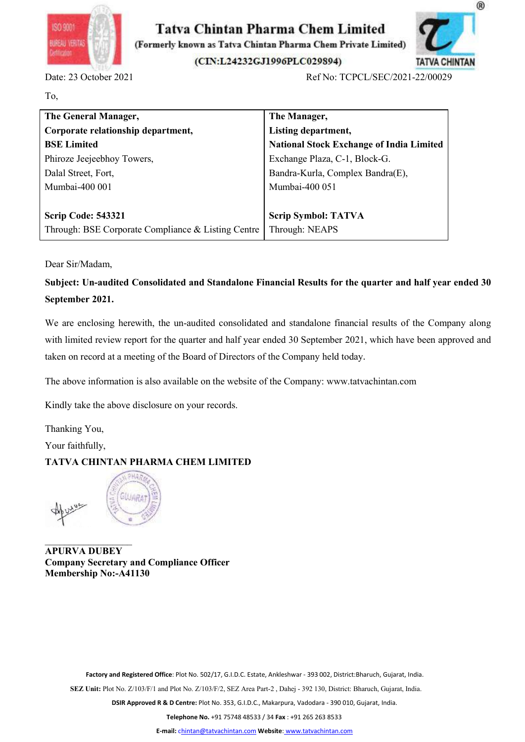# Tatva Chintan Pharma Chem Limited

(Formerly known as Tatva Chintan Pharma Chem Private Limited)

(CIN:L24232GJ1996PLC029894)

Date: 23 October 2021

Ref No: TCPCL/SEC/2021-22/00029

To,

| **The General Manager,**<br>**Corporate relationship department,**<br>**BSE Limited**<br>Phiroze Jeejeebhoy Towers,<br>Dalal Street, Fort,<br>Mumbai-400 001<br><br>**Scrip Code: 543321**<br>Through: BSE Corporate Compliance & Listing Centre | **The Manager,**<br>**Listing department,**<br>**National Stock Exchange of India Limited**<br>Exchange Plaza, C-1, Block-G.<br>Bandra-Kurla, Complex Bandra(E),<br>Mumbai-400 051<br><br>**Scrip Symbol: TATVA**<br>Through: NEAPS |
|---|---|

Dear Sir/Madam,

**Subject: Un-audited Consolidated and Standalone Financial Results for the quarter and half year ended 30 September 2021.**

We are enclosing herewith, the un-audited consolidated and standalone financial results of the Company along with limited review report for the quarter and half year ended 30 September 2021, which have been approved and taken on record at a meeting of the Board of Directors of the Company held today.

The above information is also available on the website of the Company: www.tatvachintan.com

Kindly take the above disclosure on your records.

Thanking You,

Your faithfully,

**TATVA CHINTAN PHARMA CHEM LIMITED**

**APURVA DUBEY**
**Company Secretary and Compliance Officer**
**Membership No:-A41130**

**Factory and Registered Office**: Plot No. 502/17, G.I.D.C. Estate, Ankleshwar - 393 002, District:Bharuch, Gujarat, India.

**SEZ Unit:** Plot No. Z/103/F/1 and Plot No. Z/103/F/2, SEZ Area Part-2 , Dahej - 392 130, District: Bharuch, Gujarat, India.

**DSIR Approved R & D Centre:** Plot No. 353, G.I.D.C., Makarpura, Vadodara - 390 010, Gujarat, India.

**Telephone No.** +91 75748 48533 / 34 **Fax** : +91 265 263 8533

**E-mail:** chintan@tatvachintan.com **Website**: www.tatvachintan.com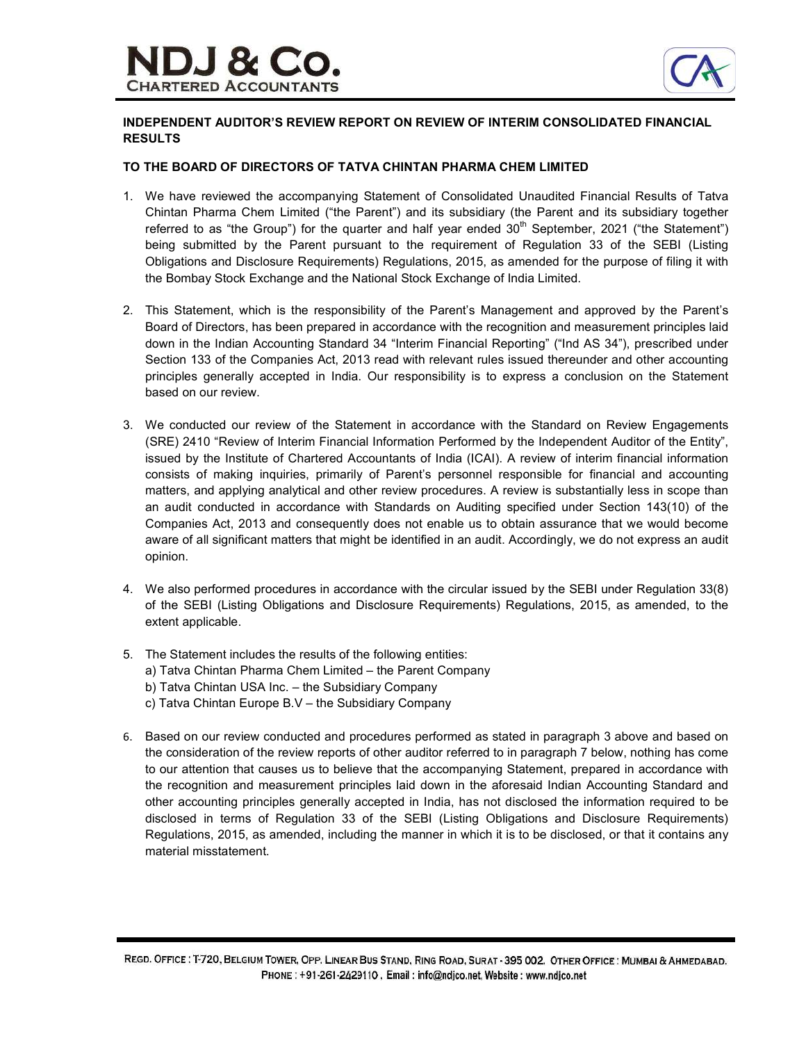# NDJ & Co.
**CHARTERED ACCOUNTANTS**

**INDEPENDENT AUDITOR'S REVIEW REPORT ON REVIEW OF INTERIM CONSOLIDATED FINANCIAL RESULTS**

**TO THE BOARD OF DIRECTORS OF TATVA CHINTAN PHARMA CHEM LIMITED**

1. We have reviewed the accompanying Statement of Consolidated Unaudited Financial Results of Tatva Chintan Pharma Chem Limited ("the Parent") and its subsidiary (the Parent and its subsidiary together referred to as "the Group") for the quarter and half year ended 30th September, 2021 ("the Statement") being submitted by the Parent pursuant to the requirement of Regulation 33 of the SEBI (Listing Obligations and Disclosure Requirements) Regulations, 2015, as amended for the purpose of filing it with the Bombay Stock Exchange and the National Stock Exchange of India Limited.

2. This Statement, which is the responsibility of the Parent's Management and approved by the Parent's Board of Directors, has been prepared in accordance with the recognition and measurement principles laid down in the Indian Accounting Standard 34 "Interim Financial Reporting" ("Ind AS 34"), prescribed under Section 133 of the Companies Act, 2013 read with relevant rules issued thereunder and other accounting principles generally accepted in India. Our responsibility is to express a conclusion on the Statement based on our review.

3. We conducted our review of the Statement in accordance with the Standard on Review Engagements (SRE) 2410 "Review of Interim Financial Information Performed by the Independent Auditor of the Entity", issued by the Institute of Chartered Accountants of India (ICAI). A review of interim financial information consists of making inquiries, primarily of Parent's personnel responsible for financial and accounting matters, and applying analytical and other review procedures. A review is substantially less in scope than an audit conducted in accordance with Standards on Auditing specified under Section 143(10) of the Companies Act, 2013 and consequently does not enable us to obtain assurance that we would become aware of all significant matters that might be identified in an audit. Accordingly, we do not express an audit opinion.

4. We also performed procedures in accordance with the circular issued by the SEBI under Regulation 33(8) of the SEBI (Listing Obligations and Disclosure Requirements) Regulations, 2015, as amended, to the extent applicable.

5. The Statement includes the results of the following entities:
   a) Tatva Chintan Pharma Chem Limited – the Parent Company
   b) Tatva Chintan USA Inc. – the Subsidiary Company
   c) Tatva Chintan Europe B.V – the Subsidiary Company

6. Based on our review conducted and procedures performed as stated in paragraph 3 above and based on the consideration of the review reports of other auditor referred to in paragraph 7 below, nothing has come to our attention that causes us to believe that the accompanying Statement, prepared in accordance with the recognition and measurement principles laid down in the aforesaid Indian Accounting Standard and other accounting principles generally accepted in India, has not disclosed the information required to be disclosed in terms of Regulation 33 of the SEBI (Listing Obligations and Disclosure Requirements) Regulations, 2015, as amended, including the manner in which it is to be disclosed, or that it contains any material misstatement.

REGD. OFFICE : T-720, BELGIUM TOWER, OPP. LINEAR BUS STAND, RING ROAD, SURAT - 395 002. OTHER OFFICE : MUMBAI & AHMEDABAD.
PHONE : +91-261-2429110 , Email : info@ndjco.net, Website : www.ndjco.net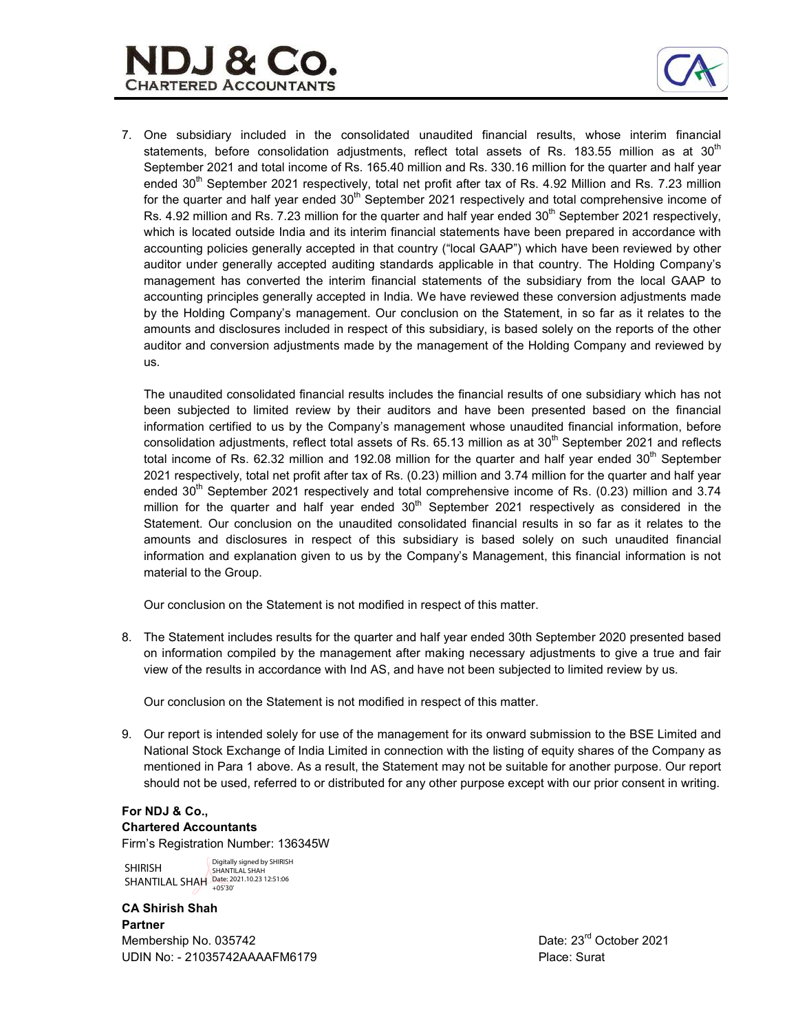7. One subsidiary included in the consolidated unaudited financial results, whose interim financial statements, before consolidation adjustments, reflect total assets of Rs. 183.55 million as at 30th September 2021 and total income of Rs. 165.40 million and Rs. 330.16 million for the quarter and half year ended 30th September 2021 respectively, total net profit after tax of Rs. 4.92 Million and Rs. 7.23 million for the quarter and half year ended 30th September 2021 respectively and total comprehensive income of Rs. 4.92 million and Rs. 7.23 million for the quarter and half year ended 30th September 2021 respectively, which is located outside India and its interim financial statements have been prepared in accordance with accounting policies generally accepted in that country ("local GAAP") which have been reviewed by other auditor under generally accepted auditing standards applicable in that country. The Holding Company's management has converted the interim financial statements of the subsidiary from the local GAAP to accounting principles generally accepted in India. We have reviewed these conversion adjustments made by the Holding Company's management. Our conclusion on the Statement, in so far as it relates to the amounts and disclosures included in respect of this subsidiary, is based solely on the reports of the other auditor and conversion adjustments made by the management of the Holding Company and reviewed by us.

   The unaudited consolidated financial results includes the financial results of one subsidiary which has not been subjected to limited review by their auditors and have been presented based on the financial information certified to us by the Company's management whose unaudited financial information, before consolidation adjustments, reflect total assets of Rs. 65.13 million as at 30th September 2021 and reflects total income of Rs. 62.32 million and 192.08 million for the quarter and half year ended 30th September 2021 respectively, total net profit after tax of Rs. (0.23) million and 3.74 million for the quarter and half year ended 30th September 2021 respectively and total comprehensive income of Rs. (0.23) million and 3.74 million for the quarter and half year ended 30th September 2021 respectively as considered in the Statement. Our conclusion on the unaudited consolidated financial results in so far as it relates to the amounts and disclosures in respect of this subsidiary is based solely on such unaudited financial information and explanation given to us by the Company's Management, this financial information is not material to the Group.

   Our conclusion on the Statement is not modified in respect of this matter.

8. The Statement includes results for the quarter and half year ended 30th September 2020 presented based on information compiled by the management after making necessary adjustments to give a true and fair view of the results in accordance with Ind AS, and have not been subjected to limited review by us.

   Our conclusion on the Statement is not modified in respect of this matter.

9. Our report is intended solely for use of the management for its onward submission to the BSE Limited and National Stock Exchange of India Limited in connection with the listing of equity shares of the Company as mentioned in Para 1 above. As a result, the Statement may not be suitable for another purpose. Our report should not be used, referred to or distributed for any other purpose except with our prior consent in writing.

**For NDJ & Co.,**
**Chartered Accountants**
Firm's Registration Number: 136345W

SHIRISH SHANTILAL SHAH
Digitally signed by SHIRISH SHANTILAL SHAH
Date: 2021.10.23 12:51:06 +05'30'

**CA Shirish Shah**
**Partner**
Membership No. 035742
UDIN No: - 21035742AAAAFM6179

Date: 23rd October 2021
Place: Surat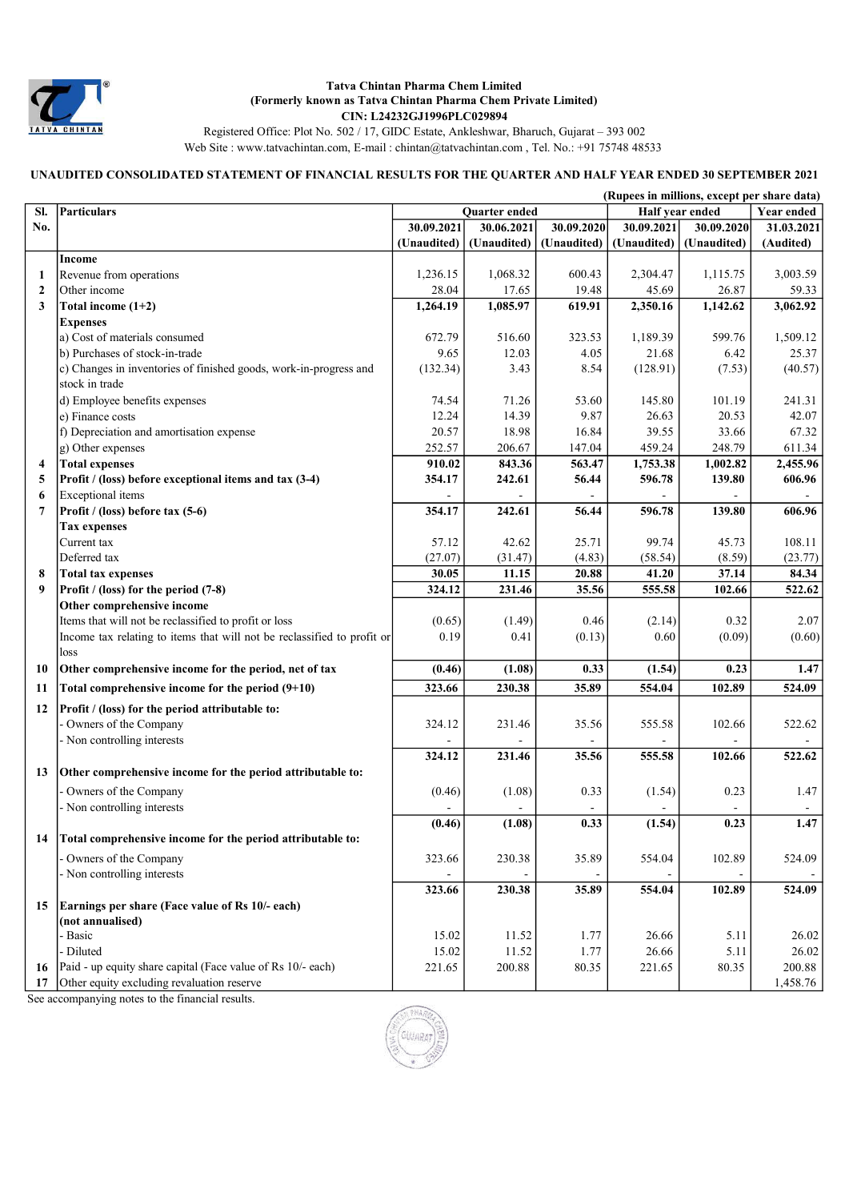**Tatva Chintan Pharma Chem Limited**
**(Formerly known as Tatva Chintan Pharma Chem Private Limited)**
**CIN: L24232GJ1996PLC029894**
Registered Office: Plot No. 502 / 17, GIDC Estate, Ankleshwar, Bharuch, Gujarat – 393 002
Web Site : www.tatvachintan.com, E-mail : chintan@tatvachintan.com , Tel. No.: +91 75748 48533

## UNAUDITED CONSOLIDATED STATEMENT OF FINANCIAL RESULTS FOR THE QUARTER AND HALF YEAR ENDED 30 SEPTEMBER 2021

(Rupees in millions, except per share data)

| Sl. No. | Particulars | Quarter ended | | | Half year ended | | Year ended |
|---|---|---|---|---|---|---|---|
| | | 30.09.2021 (Unaudited) | 30.06.2021 (Unaudited) | 30.09.2020 (Unaudited) | 30.09.2021 (Unaudited) | 30.09.2020 (Unaudited) | 31.03.2021 (Audited) |
| | **Income** | | | | | | |
| 1 | Revenue from operations | 1,236.15 | 1,068.32 | 600.43 | 2,304.47 | 1,115.75 | 3,003.59 |
| 2 | Other income | 28.04 | 17.65 | 19.48 | 45.69 | 26.87 | 59.33 |
| 3 | **Total income (1+2)** | **1,264.19** | **1,085.97** | **619.91** | **2,350.16** | **1,142.62** | **3,062.92** |
| | **Expenses** | | | | | | |
| | a) Cost of materials consumed | 672.79 | 516.60 | 323.53 | 1,189.39 | 599.76 | 1,509.12 |
| | b) Purchases of stock-in-trade | 9.65 | 12.03 | 4.05 | 21.68 | 6.42 | 25.37 |
| | c) Changes in inventories of finished goods, work-in-progress and stock in trade | (132.34) | 3.43 | 8.54 | (128.91) | (7.53) | (40.57) |
| | d) Employee benefits expenses | 74.54 | 71.26 | 53.60 | 145.80 | 101.19 | 241.31 |
| | e) Finance costs | 12.24 | 14.39 | 9.87 | 26.63 | 20.53 | 42.07 |
| | f) Depreciation and amortisation expense | 20.57 | 18.98 | 16.84 | 39.55 | 33.66 | 67.32 |
| | g) Other expenses | 252.57 | 206.67 | 147.04 | 459.24 | 248.79 | 611.34 |
| 4 | **Total expenses** | **910.02** | **843.36** | **563.47** | **1,753.38** | **1,002.82** | **2,455.96** |
| 5 | **Profit / (loss) before exceptional items and tax (3-4)** | **354.17** | **242.61** | **56.44** | **596.78** | **139.80** | **606.96** |
| 6 | Exceptional items | - | - | - | - | - | - |
| 7 | **Profit / (loss) before tax (5-6)** | **354.17** | **242.61** | **56.44** | **596.78** | **139.80** | **606.96** |
| | **Tax expenses** | | | | | | |
| | Current tax | 57.12 | 42.62 | 25.71 | 99.74 | 45.73 | 108.11 |
| | Deferred tax | (27.07) | (31.47) | (4.83) | (58.54) | (8.59) | (23.77) |
| 8 | **Total tax expenses** | **30.05** | **11.15** | **20.88** | **41.20** | **37.14** | **84.34** |
| 9 | **Profit / (loss) for the period (7-8)** | **324.12** | **231.46** | **35.56** | **555.58** | **102.66** | **522.62** |
| | **Other comprehensive income** | | | | | | |
| | Items that will not be reclassified to profit or loss | (0.65) | (1.49) | 0.46 | (2.14) | 0.32 | 2.07 |
| | Income tax relating to items that will not be reclassified to profit or loss | 0.19 | 0.41 | (0.13) | 0.60 | (0.09) | (0.60) |
| 10 | **Other comprehensive income for the period, net of tax** | **(0.46)** | **(1.08)** | **0.33** | **(1.54)** | **0.23** | **1.47** |
| 11 | **Total comprehensive income for the period (9+10)** | **323.66** | **230.38** | **35.89** | **554.04** | **102.89** | **524.09** |
| 12 | **Profit / (loss) for the period attributable to:** | | | | | | |
| | - Owners of the Company | 324.12 | 231.46 | 35.56 | 555.58 | 102.66 | 522.62 |
| | - Non controlling interests | - | - | - | - | - | - |
| | | **324.12** | **231.46** | **35.56** | **555.58** | **102.66** | **522.62** |
| 13 | **Other comprehensive income for the period attributable to:** | | | | | | |
| | - Owners of the Company | (0.46) | (1.08) | 0.33 | (1.54) | 0.23 | 1.47 |
| | - Non controlling interests | - | - | - | - | - | - |
| | | **(0.46)** | **(1.08)** | **0.33** | **(1.54)** | **0.23** | **1.47** |
| 14 | **Total comprehensive income for the period attributable to:** | | | | | | |
| | - Owners of the Company | 323.66 | 230.38 | 35.89 | 554.04 | 102.89 | 524.09 |
| | - Non controlling interests | - | - | - | - | - | - |
| | | **323.66** | **230.38** | **35.89** | **554.04** | **102.89** | **524.09** |
| 15 | **Earnings per share (Face value of Rs 10/- each) (not annualised)** | | | | | | |
| | - Basic | 15.02 | 11.52 | 1.77 | 26.66 | 5.11 | 26.02 |
| | - Diluted | 15.02 | 11.52 | 1.77 | 26.66 | 5.11 | 26.02 |
| 16 | Paid - up equity share capital (Face value of Rs 10/- each) | 221.65 | 200.88 | 80.35 | 221.65 | 80.35 | 200.88 |
| 17 | Other equity excluding revaluation reserve | | | | | | 1,458.76 |

See accompanying notes to the financial results.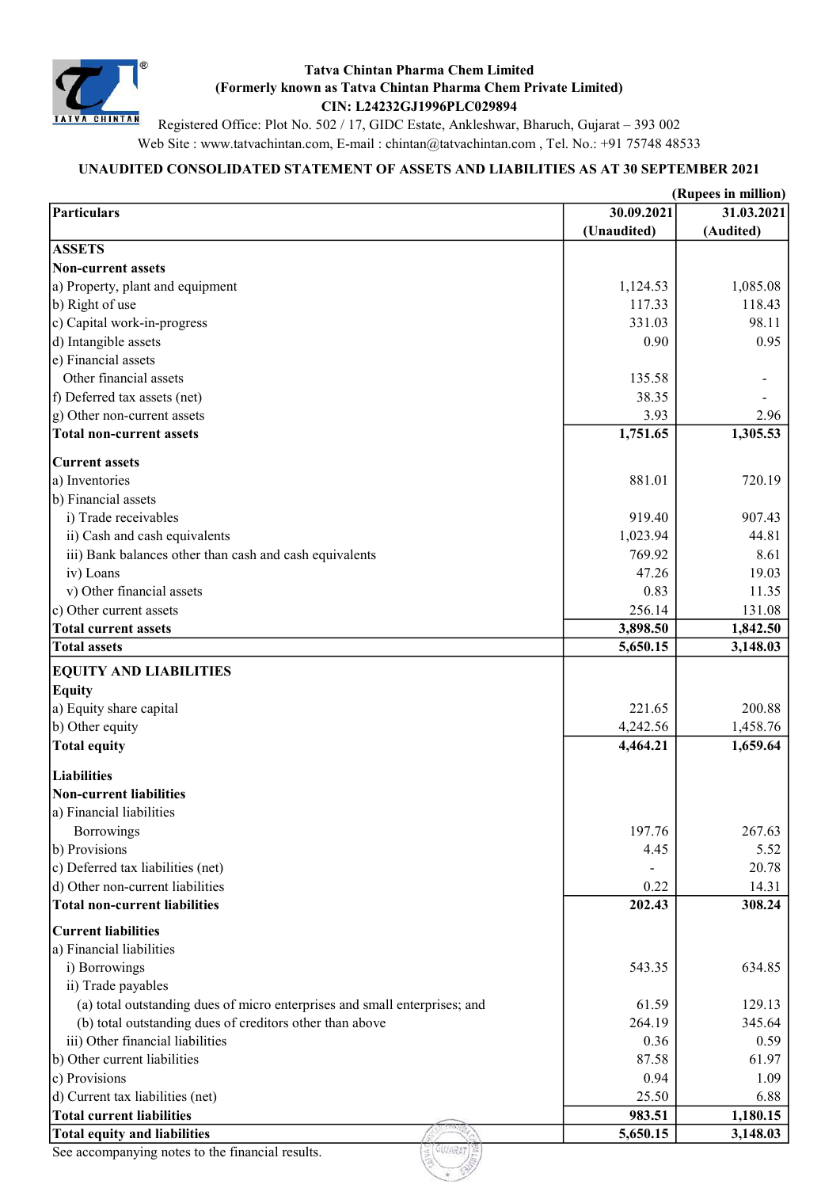**Tatva Chintan Pharma Chem Limited**
**(Formerly known as Tatva Chintan Pharma Chem Private Limited)**
**CIN: L24232GJ1996PLC029894**
Registered Office: Plot No. 502 / 17, GIDC Estate, Ankleshwar, Bharuch, Gujarat – 393 002
Web Site : www.tatvachintan.com, E-mail : chintan@tatvachintan.com , Tel. No.: +91 75748 48533

## UNAUDITED CONSOLIDATED STATEMENT OF ASSETS AND LIABILITIES AS AT 30 SEPTEMBER 2021

(Rupees in million)

| Particulars | 30.09.2021 (Unaudited) | 31.03.2021 (Audited) |
|---|---|---|
| **ASSETS** | | |
| **Non-current assets** | | |
| a) Property, plant and equipment | 1,124.53 | 1,085.08 |
| b) Right of use | 117.33 | 118.43 |
| c) Capital work-in-progress | 331.03 | 98.11 |
| d) Intangible assets | 0.90 | 0.95 |
| e) Financial assets | | |
| Other financial assets | 135.58 | - |
| f) Deferred tax assets (net) | 38.35 | - |
| g) Other non-current assets | 3.93 | 2.96 |
| **Total non-current assets** | **1,751.65** | **1,305.53** |
| **Current assets** | | |
| a) Inventories | 881.01 | 720.19 |
| b) Financial assets | | |
| i) Trade receivables | 919.40 | 907.43 |
| ii) Cash and cash equivalents | 1,023.94 | 44.81 |
| iii) Bank balances other than cash and cash equivalents | 769.92 | 8.61 |
| iv) Loans | 47.26 | 19.03 |
| v) Other financial assets | 0.83 | 11.35 |
| c) Other current assets | 256.14 | 131.08 |
| **Total current assets** | **3,898.50** | **1,842.50** |
| **Total assets** | **5,650.15** | **3,148.03** |
| **EQUITY AND LIABILITIES** | | |
| **Equity** | | |
| a) Equity share capital | 221.65 | 200.88 |
| b) Other equity | 4,242.56 | 1,458.76 |
| **Total equity** | **4,464.21** | **1,659.64** |
| **Liabilities** | | |
| **Non-current liabilities** | | |
| a) Financial liabilities | | |
| Borrowings | 197.76 | 267.63 |
| b) Provisions | 4.45 | 5.52 |
| c) Deferred tax liabilities (net) | - | 20.78 |
| d) Other non-current liabilities | 0.22 | 14.31 |
| **Total non-current liabilities** | **202.43** | **308.24** |
| **Current liabilities** | | |
| a) Financial liabilities | | |
| i) Borrowings | 543.35 | 634.85 |
| ii) Trade payables | | |
| (a) total outstanding dues of micro enterprises and small enterprises; and | 61.59 | 129.13 |
| (b) total outstanding dues of creditors other than above | 264.19 | 345.64 |
| iii) Other financial liabilities | 0.36 | 0.59 |
| b) Other current liabilities | 87.58 | 61.97 |
| c) Provisions | 0.94 | 1.09 |
| d) Current tax liabilities (net) | 25.50 | 6.88 |
| **Total current liabilities** | **983.51** | **1,180.15** |
| **Total equity and liabilities** | **5,650.15** | **3,148.03** |

See accompanying notes to the financial results.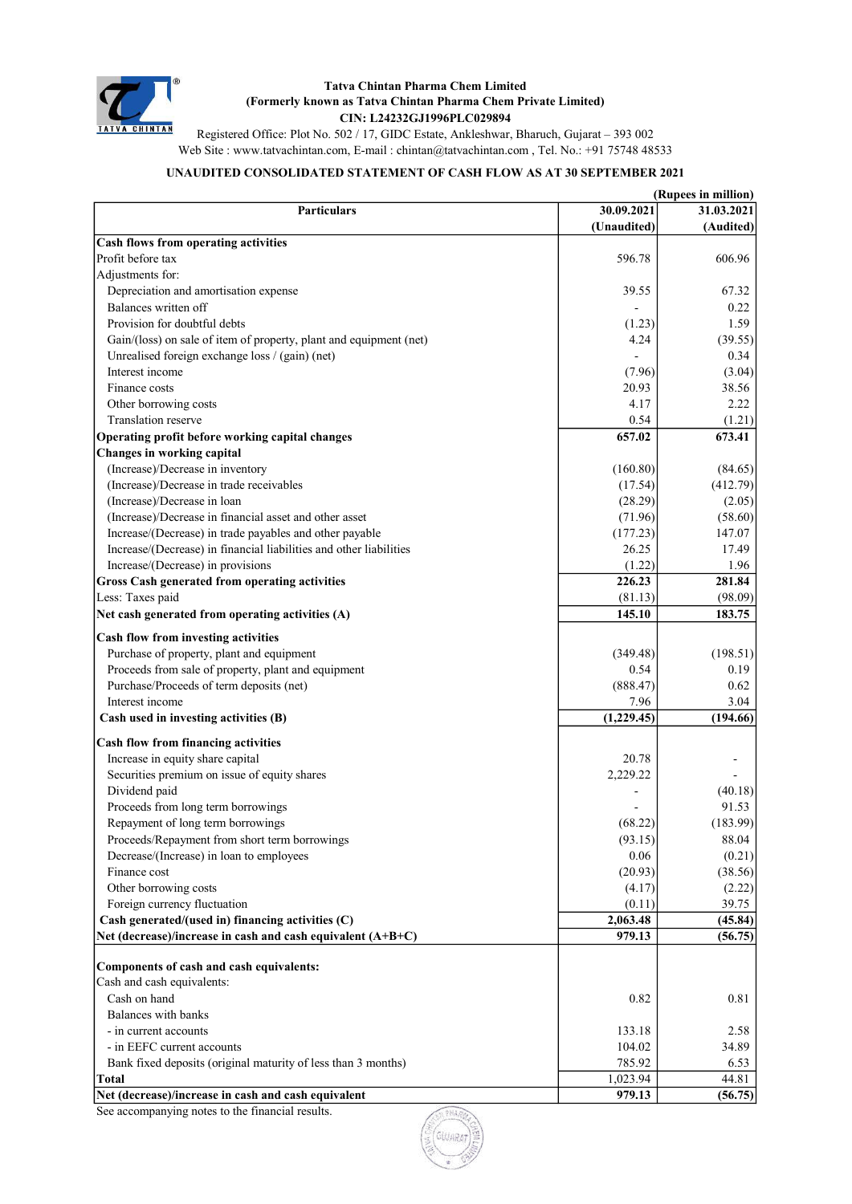**Tatva Chintan Pharma Chem Limited**
**(Formerly known as Tatva Chintan Pharma Chem Private Limited)**
**CIN: L24232GJ1996PLC029894**
Registered Office: Plot No. 502 / 17, GIDC Estate, Ankleshwar, Bharuch, Gujarat – 393 002
Web Site : www.tatvachintan.com, E-mail : chintan@tatvachintan.com , Tel. No.: +91 75748 48533

## UNAUDITED CONSOLIDATED STATEMENT OF CASH FLOW AS AT 30 SEPTEMBER 2021

(Rupees in million)

| Particulars | 30.09.2021 (Unaudited) | 31.03.2021 (Audited) |
|---|---|---|
| **Cash flows from operating activities** | | |
| Profit before tax | 596.78 | 606.96 |
| Adjustments for: | | |
| Depreciation and amortisation expense | 39.55 | 67.32 |
| Balances written off | - | 0.22 |
| Provision for doubtful debts | (1.23) | 1.59 |
| Gain/(loss) on sale of item of property, plant and equipment (net) | 4.24 | (39.55) |
| Unrealised foreign exchange loss / (gain) (net) | - | 0.34 |
| Interest income | (7.96) | (3.04) |
| Finance costs | 20.93 | 38.56 |
| Other borrowing costs | 4.17 | 2.22 |
| Translation reserve | 0.54 | (1.21) |
| **Operating profit before working capital changes** | **657.02** | **673.41** |
| **Changes in working capital** | | |
| (Increase)/Decrease in inventory | (160.80) | (84.65) |
| (Increase)/Decrease in trade receivables | (17.54) | (412.79) |
| (Increase)/Decrease in loan | (28.29) | (2.05) |
| (Increase)/Decrease in financial asset and other asset | (71.96) | (58.60) |
| Increase/(Decrease) in trade payables and other payable | (177.23) | 147.07 |
| Increase/(Decrease) in financial liabilities and other liabilities | 26.25 | 17.49 |
| Increase/(Decrease) in provisions | (1.22) | 1.96 |
| **Gross Cash generated from operating activities** | **226.23** | **281.84** |
| Less: Taxes paid | (81.13) | (98.09) |
| **Net cash generated from operating activities (A)** | **145.10** | **183.75** |
| **Cash flow from investing activities** | | |
| Purchase of property, plant and equipment | (349.48) | (198.51) |
| Proceeds from sale of property, plant and equipment | 0.54 | 0.19 |
| Purchase/Proceeds of term deposits (net) | (888.47) | 0.62 |
| Interest income | 7.96 | 3.04 |
| **Cash used in investing activities (B)** | **(1,229.45)** | **(194.66)** |
| **Cash flow from financing activities** | | |
| Increase in equity share capital | 20.78 | - |
| Securities premium on issue of equity shares | 2,229.22 | - |
| Dividend paid | - | (40.18) |
| Proceeds from long term borrowings | - | 91.53 |
| Repayment of long term borrowings | (68.22) | (183.99) |
| Proceeds/Repayment from short term borrowings | (93.15) | 88.04 |
| Decrease/(Increase) in loan to employees | 0.06 | (0.21) |
| Finance cost | (20.93) | (38.56) |
| Other borrowing costs | (4.17) | (2.22) |
| Foreign currency fluctuation | (0.11) | 39.75 |
| **Cash generated/(used in) financing activities (C)** | **2,063.48** | **(45.84)** |
| **Net (decrease)/increase in cash and cash equivalent (A+B+C)** | **979.13** | **(56.75)** |
| **Components of cash and cash equivalents:** | | |
| Cash and cash equivalents: | | |
| Cash on hand | 0.82 | 0.81 |
| Balances with banks | | |
| - in current accounts | 133.18 | 2.58 |
| - in EEFC current accounts | 104.02 | 34.89 |
| Bank fixed deposits (original maturity of less than 3 months) | 785.92 | 6.53 |
| **Total** | 1,023.94 | 44.81 |
| **Net (decrease)/increase in cash and cash equivalent** | **979.13** | **(56.75)** |

See accompanying notes to the financial results.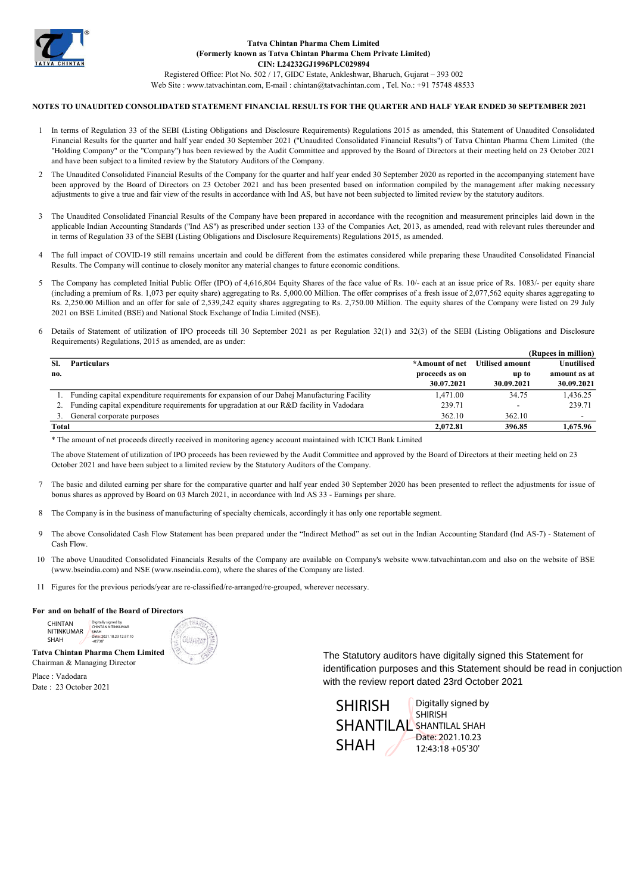**Tatva Chintan Pharma Chem Limited**
**(Formerly known as Tatva Chintan Pharma Chem Private Limited)**
**CIN: L24232GJ1996PLC029894**
Registered Office: Plot No. 502 / 17, GIDC Estate, Ankleshwar, Bharuch, Gujarat – 393 002
Web Site : www.tatvachintan.com, E-mail : chintan@tatvachintan.com , Tel. No.: +91 75748 48533

**NOTES TO UNAUDITED CONSOLIDATED STATEMENT FINANCIAL RESULTS FOR THE QUARTER AND HALF YEAR ENDED 30 SEPTEMBER 2021**

1. In terms of Regulation 33 of the SEBI (Listing Obligations and Disclosure Requirements) Regulations 2015 as amended, this Statement of Unaudited Consolidated Financial Results for the quarter and half year ended 30 September 2021 ("Unaudited Consolidated Financial Results") of Tatva Chintan Pharma Chem Limited (the "Holding Company" or the "Company") has been reviewed by the Audit Committee and approved by the Board of Directors at their meeting held on 23 October 2021 and have been subject to a limited review by the Statutory Auditors of the Company.

2. The Unaudited Consolidated Financial Results of the Company for the quarter and half year ended 30 September 2020 as reported in the accompanying statement have been approved by the Board of Directors on 23 October 2021 and has been presented based on information compiled by the management after making necessary adjustments to give a true and fair view of the results in accordance with Ind AS, but have not been subjected to limited review by the statutory auditors.

3. The Unaudited Consolidated Financial Results of the Company have been prepared in accordance with the recognition and measurement principles laid down in the applicable Indian Accounting Standards ("Ind AS") as prescribed under section 133 of the Companies Act, 2013, as amended, read with relevant rules thereunder and in terms of Regulation 33 of the SEBI (Listing Obligations and Disclosure Requirements) Regulations 2015, as amended.

4. The full impact of COVID-19 still remains uncertain and could be different from the estimates considered while preparing these Unaudited Consolidated Financial Results. The Company will continue to closely monitor any material changes to future economic conditions.

5. The Company has completed Initial Public Offer (IPO) of 4,616,804 Equity Shares of the face value of Rs. 10/- each at an issue price of Rs. 1083/- per equity share (including a premium of Rs. 1,073 per equity share) aggregating to Rs. 5,000.00 Million. The offer comprises of a fresh issue of 2,077,562 equity shares aggregating to Rs. 2,250.00 Million and an offer for sale of 2,539,242 equity shares aggregating to Rs. 2,750.00 Million. The equity shares of the Company were listed on 29 July 2021 on BSE Limited (BSE) and National Stock Exchange of India Limited (NSE).

6. Details of Statement of utilization of IPO proceeds till 30 September 2021 as per Regulation 32(1) and 32(3) of the SEBI (Listing Obligations and Disclosure Requirements) Regulations, 2015 as amended, are as under:

(Rupees in million)

| Sl. no. | Particulars | *Amount of net proceeds as on 30.07.2021 | Utilised amount up to 30.09.2021 | Unutilised amount as at 30.09.2021 |
|---|---|---|---|---|
| 1. | Funding capital expenditure requirements for expansion of our Dahej Manufacturing Facility | 1,471.00 | 34.75 | 1,436.25 |
| 2. | Funding capital expenditure requirements for upgradation at our R&D facility in Vadodara | 239.71 | - | 239.71 |
| 3. | General corporate purposes | 362.10 | 362.10 | - |
| **Total** | | **2,072.81** | **396.85** | **1,675.96** |

\* The amount of net proceeds directly received in monitoring agency account maintained with ICICI Bank Limited

The above Statement of utilization of IPO proceeds has been reviewed by the Audit Committee and approved by the Board of Directors at their meeting held on 23 October 2021 and have been subject to a limited review by the Statutory Auditors of the Company.

7. The basic and diluted earning per share for the comparative quarter and half year ended 30 September 2020 has been presented to reflect the adjustments for issue of bonus shares as approved by Board on 03 March 2021, in accordance with Ind AS 33 - Earnings per share.

8. The Company is in the business of manufacturing of specialty chemicals, accordingly it has only one reportable segment.

9. The above Consolidated Cash Flow Statement has been prepared under the "Indirect Method" as set out in the Indian Accounting Standard (Ind AS-7) - Statement of Cash Flow.

10. The above Unaudited Consolidated Financials Results of the Company are available on Company's website www.tatvachintan.com and also on the website of BSE (www.bseindia.com) and NSE (www.nseindia.com), where the shares of the Company are listed.

11. Figures for the previous periods/year are re-classified/re-arranged/re-grouped, wherever necessary.

**For and on behalf of the Board of Directors**

CHINTAN NITINKUMAR SHAH
Digitally signed by CHINTAN NITINKUMAR SHAH
Date: 2021.10.23 12:57:10 +05'30'

**Tatva Chintan Pharma Chem Limited**
Chairman & Managing Director

Place : Vadodara
Date : 23 October 2021

The Statutory auditors have digitally signed this Statement for identification purposes and this Statement should be read in conjuction with the review report dated 23rd October 2021

SHIRISH SHANTILAL SHAH
Digitally signed by SHIRISH SHANTILAL SHAH
Date: 2021.10.23 12:43:18 +05'30'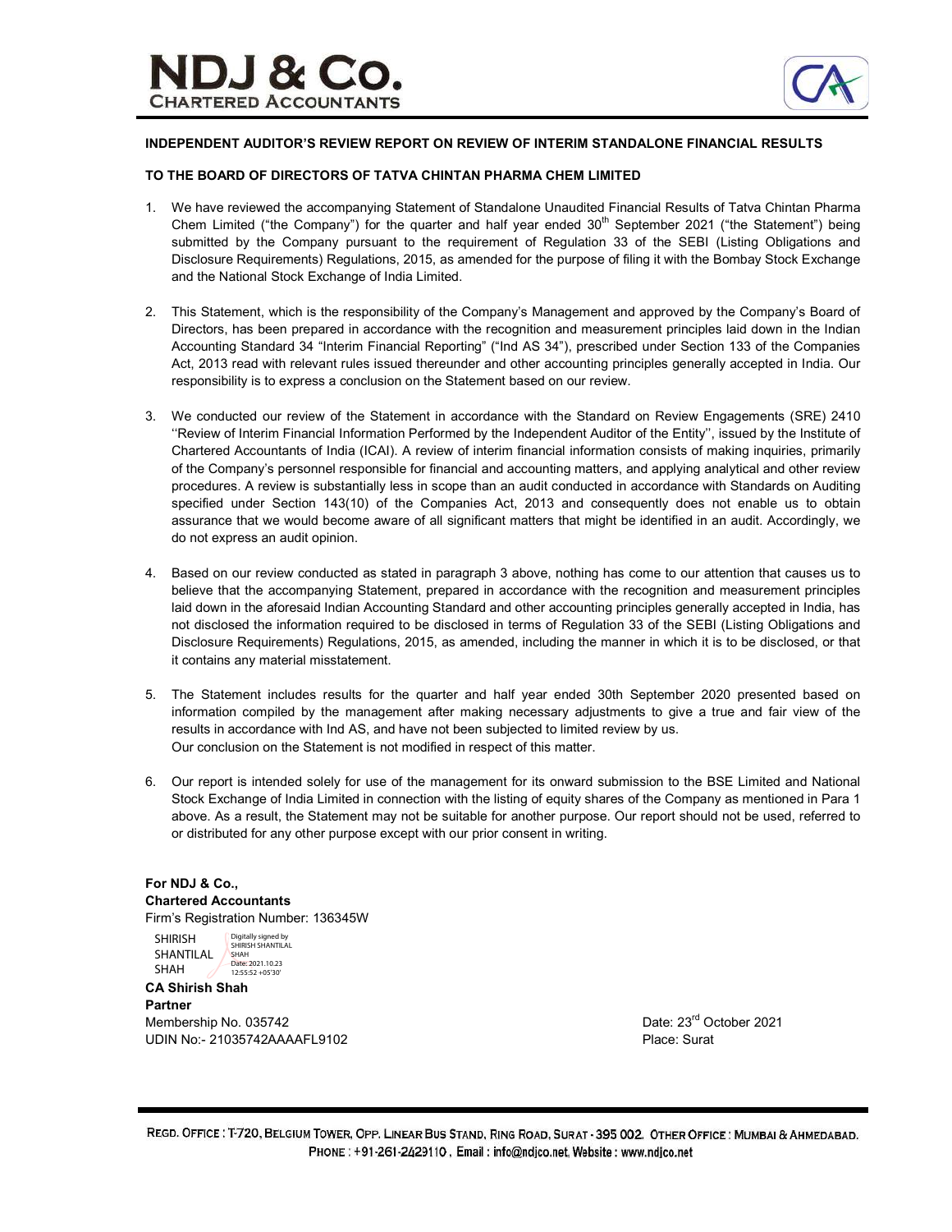# NDJ & Co.
CHARTERED ACCOUNTANTS

**INDEPENDENT AUDITOR'S REVIEW REPORT ON REVIEW OF INTERIM STANDALONE FINANCIAL RESULTS**

**TO THE BOARD OF DIRECTORS OF TATVA CHINTAN PHARMA CHEM LIMITED**

1. We have reviewed the accompanying Statement of Standalone Unaudited Financial Results of Tatva Chintan Pharma Chem Limited ("the Company") for the quarter and half year ended 30th September 2021 ("the Statement") being submitted by the Company pursuant to the requirement of Regulation 33 of the SEBI (Listing Obligations and Disclosure Requirements) Regulations, 2015, as amended for the purpose of filing it with the Bombay Stock Exchange and the National Stock Exchange of India Limited.

2. This Statement, which is the responsibility of the Company's Management and approved by the Company's Board of Directors, has been prepared in accordance with the recognition and measurement principles laid down in the Indian Accounting Standard 34 "Interim Financial Reporting" ("Ind AS 34"), prescribed under Section 133 of the Companies Act, 2013 read with relevant rules issued thereunder and other accounting principles generally accepted in India. Our responsibility is to express a conclusion on the Statement based on our review.

3. We conducted our review of the Statement in accordance with the Standard on Review Engagements (SRE) 2410 ''Review of Interim Financial Information Performed by the Independent Auditor of the Entity'', issued by the Institute of Chartered Accountants of India (ICAI). A review of interim financial information consists of making inquiries, primarily of the Company's personnel responsible for financial and accounting matters, and applying analytical and other review procedures. A review is substantially less in scope than an audit conducted in accordance with Standards on Auditing specified under Section 143(10) of the Companies Act, 2013 and consequently does not enable us to obtain assurance that we would become aware of all significant matters that might be identified in an audit. Accordingly, we do not express an audit opinion.

4. Based on our review conducted as stated in paragraph 3 above, nothing has come to our attention that causes us to believe that the accompanying Statement, prepared in accordance with the recognition and measurement principles laid down in the aforesaid Indian Accounting Standard and other accounting principles generally accepted in India, has not disclosed the information required to be disclosed in terms of Regulation 33 of the SEBI (Listing Obligations and Disclosure Requirements) Regulations, 2015, as amended, including the manner in which it is to be disclosed, or that it contains any material misstatement.

5. The Statement includes results for the quarter and half year ended 30th September 2020 presented based on information compiled by the management after making necessary adjustments to give a true and fair view of the results in accordance with Ind AS, and have not been subjected to limited review by us.
Our conclusion on the Statement is not modified in respect of this matter.

6. Our report is intended solely for use of the management for its onward submission to the BSE Limited and National Stock Exchange of India Limited in connection with the listing of equity shares of the Company as mentioned in Para 1 above. As a result, the Statement may not be suitable for another purpose. Our report should not be used, referred to or distributed for any other purpose except with our prior consent in writing.

**For NDJ & Co.,**
**Chartered Accountants**
Firm's Registration Number: 136345W

SHIRISH SHANTILAL SHAH
Digitally signed by SHIRISH SHANTILAL SHAH
Date: 2021.10.23 12:55:52 +05'30'

**CA Shirish Shah**
**Partner**
Membership No. 035742
UDIN No:- 21035742AAAAFL9102

Date: 23rd October 2021
Place: Surat

REGD. OFFICE : T-720, BELGIUM TOWER, OPP. LINEAR BUS STAND, RING ROAD, SURAT - 395 002. OTHER OFFICE : MUMBAI & AHMEDABAD.
PHONE : +91-261-2429110 , Email : info@ndjco.net, Website : www.ndjco.net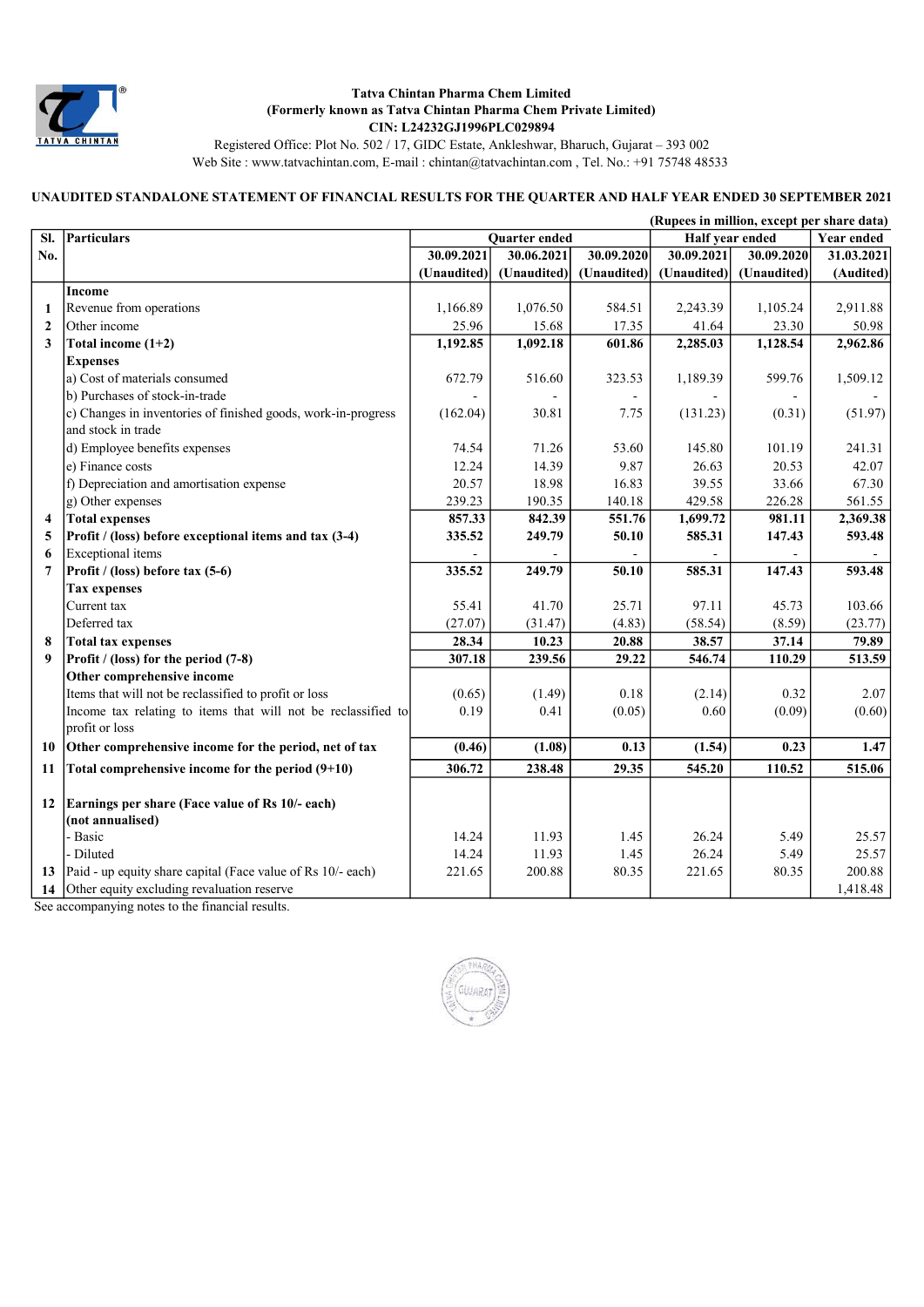**Tatva Chintan Pharma Chem Limited**
**(Formerly known as Tatva Chintan Pharma Chem Private Limited)**
**CIN: L24232GJ1996PLC029894**
Registered Office: Plot No. 502 / 17, GIDC Estate, Ankleshwar, Bharuch, Gujarat – 393 002
Web Site : www.tatvachintan.com, E-mail : chintan@tatvachintan.com , Tel. No.: +91 75748 48533

## UNAUDITED STANDALONE STATEMENT OF FINANCIAL RESULTS FOR THE QUARTER AND HALF YEAR ENDED 30 SEPTEMBER 2021

(Rupees in million, except per share data)

| Sl. No. | Particulars | Quarter ended | | | Half year ended | | Year ended |
|---|---|---|---|---|---|---|---|
| | | 30.09.2021 | 30.06.2021 | 30.09.2020 | 30.09.2021 | 30.09.2020 | 31.03.2021 |
| | | (Unaudited) | (Unaudited) | (Unaudited) | (Unaudited) | (Unaudited) | (Audited) |
| | **Income** | | | | | | |
| 1 | Revenue from operations | 1,166.89 | 1,076.50 | 584.51 | 2,243.39 | 1,105.24 | 2,911.88 |
| 2 | Other income | 25.96 | 15.68 | 17.35 | 41.64 | 23.30 | 50.98 |
| 3 | **Total income (1+2)** | **1,192.85** | **1,092.18** | **601.86** | **2,285.03** | **1,128.54** | **2,962.86** |
| | **Expenses** | | | | | | |
| | a) Cost of materials consumed | 672.79 | 516.60 | 323.53 | 1,189.39 | 599.76 | 1,509.12 |
| | b) Purchases of stock-in-trade | - | - | - | - | - | - |
| | c) Changes in inventories of finished goods, work-in-progress and stock in trade | (162.04) | 30.81 | 7.75 | (131.23) | (0.31) | (51.97) |
| | d) Employee benefits expenses | 74.54 | 71.26 | 53.60 | 145.80 | 101.19 | 241.31 |
| | e) Finance costs | 12.24 | 14.39 | 9.87 | 26.63 | 20.53 | 42.07 |
| | f) Depreciation and amortisation expense | 20.57 | 18.98 | 16.83 | 39.55 | 33.66 | 67.30 |
| | g) Other expenses | 239.23 | 190.35 | 140.18 | 429.58 | 226.28 | 561.55 |
| 4 | **Total expenses** | **857.33** | **842.39** | **551.76** | **1,699.72** | **981.11** | **2,369.38** |
| 5 | **Profit / (loss) before exceptional items and tax (3-4)** | **335.52** | **249.79** | **50.10** | **585.31** | **147.43** | **593.48** |
| 6 | Exceptional items | - | - | - | - | - | - |
| 7 | **Profit / (loss) before tax (5-6)** | **335.52** | **249.79** | **50.10** | **585.31** | **147.43** | **593.48** |
| | **Tax expenses** | | | | | | |
| | Current tax | 55.41 | 41.70 | 25.71 | 97.11 | 45.73 | 103.66 |
| | Deferred tax | (27.07) | (31.47) | (4.83) | (58.54) | (8.59) | (23.77) |
| 8 | **Total tax expenses** | **28.34** | **10.23** | **20.88** | **38.57** | **37.14** | **79.89** |
| 9 | **Profit / (loss) for the period (7-8)** | **307.18** | **239.56** | **29.22** | **546.74** | **110.29** | **513.59** |
| | **Other comprehensive income** | | | | | | |
| | Items that will not be reclassified to profit or loss | (0.65) | (1.49) | 0.18 | (2.14) | 0.32 | 2.07 |
| | Income tax relating to items that will not be reclassified to profit or loss | 0.19 | 0.41 | (0.05) | 0.60 | (0.09) | (0.60) |
| 10 | **Other comprehensive income for the period, net of tax** | **(0.46)** | **(1.08)** | **0.13** | **(1.54)** | **0.23** | **1.47** |
| 11 | **Total comprehensive income for the period (9+10)** | **306.72** | **238.48** | **29.35** | **545.20** | **110.52** | **515.06** |
| 12 | **Earnings per share (Face value of Rs 10/- each) (not annualised)** | | | | | | |
| | - Basic | 14.24 | 11.93 | 1.45 | 26.24 | 5.49 | 25.57 |
| | - Diluted | 14.24 | 11.93 | 1.45 | 26.24 | 5.49 | 25.57 |
| 13 | Paid - up equity share capital (Face value of Rs 10/- each) | 221.65 | 200.88 | 80.35 | 221.65 | 80.35 | 200.88 |
| 14 | Other equity excluding revaluation reserve | | | | | | 1,418.48 |

See accompanying notes to the financial results.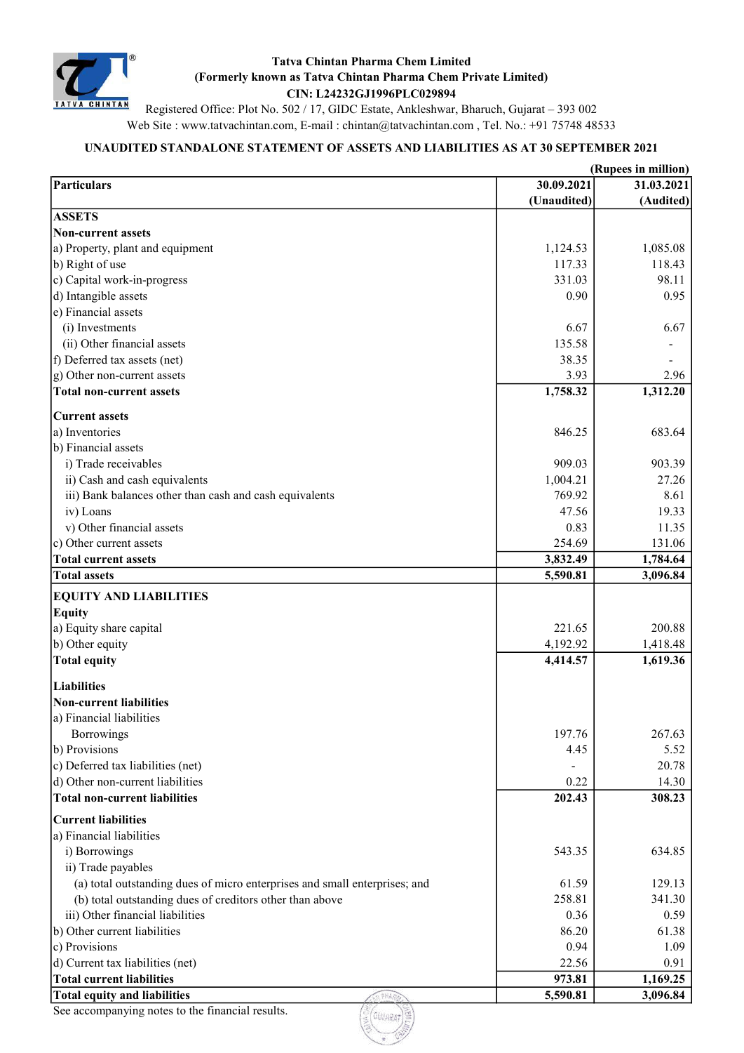**Tatva Chintan Pharma Chem Limited**
**(Formerly known as Tatva Chintan Pharma Chem Private Limited)**
**CIN: L24232GJ1996PLC029894**

Registered Office: Plot No. 502 / 17, GIDC Estate, Ankleshwar, Bharuch, Gujarat – 393 002
Web Site : www.tatvachintan.com, E-mail : chintan@tatvachintan.com , Tel. No.: +91 75748 48533

## UNAUDITED STANDALONE STATEMENT OF ASSETS AND LIABILITIES AS AT 30 SEPTEMBER 2021

(Rupees in million)

| Particulars | 30.09.2021 (Unaudited) | 31.03.2021 (Audited) |
|---|---|---|
| **ASSETS** | | |
| **Non-current assets** | | |
| a) Property, plant and equipment | 1,124.53 | 1,085.08 |
| b) Right of use | 117.33 | 118.43 |
| c) Capital work-in-progress | 331.03 | 98.11 |
| d) Intangible assets | 0.90 | 0.95 |
| e) Financial assets | | |
| (i) Investments | 6.67 | 6.67 |
| (ii) Other financial assets | 135.58 | - |
| f) Deferred tax assets (net) | 38.35 | - |
| g) Other non-current assets | 3.93 | 2.96 |
| **Total non-current assets** | **1,758.32** | **1,312.20** |
| **Current assets** | | |
| a) Inventories | 846.25 | 683.64 |
| b) Financial assets | | |
| i) Trade receivables | 909.03 | 903.39 |
| ii) Cash and cash equivalents | 1,004.21 | 27.26 |
| iii) Bank balances other than cash and cash equivalents | 769.92 | 8.61 |
| iv) Loans | 47.56 | 19.33 |
| v) Other financial assets | 0.83 | 11.35 |
| c) Other current assets | 254.69 | 131.06 |
| **Total current assets** | **3,832.49** | **1,784.64** |
| **Total assets** | **5,590.81** | **3,096.84** |
| **EQUITY AND LIABILITIES** | | |
| **Equity** | | |
| a) Equity share capital | 221.65 | 200.88 |
| b) Other equity | 4,192.92 | 1,418.48 |
| **Total equity** | **4,414.57** | **1,619.36** |
| **Liabilities** | | |
| **Non-current liabilities** | | |
| a) Financial liabilities | | |
| Borrowings | 197.76 | 267.63 |
| b) Provisions | 4.45 | 5.52 |
| c) Deferred tax liabilities (net) | - | 20.78 |
| d) Other non-current liabilities | 0.22 | 14.30 |
| **Total non-current liabilities** | **202.43** | **308.23** |
| **Current liabilities** | | |
| a) Financial liabilities | | |
| i) Borrowings | 543.35 | 634.85 |
| ii) Trade payables | | |
| (a) total outstanding dues of micro enterprises and small enterprises; and | 61.59 | 129.13 |
| (b) total outstanding dues of creditors other than above | 258.81 | 341.30 |
| iii) Other financial liabilities | 0.36 | 0.59 |
| b) Other current liabilities | 86.20 | 61.38 |
| c) Provisions | 0.94 | 1.09 |
| d) Current tax liabilities (net) | 22.56 | 0.91 |
| **Total current liabilities** | **973.81** | **1,169.25** |
| **Total equity and liabilities** | **5,590.81** | **3,096.84** |

See accompanying notes to the financial results.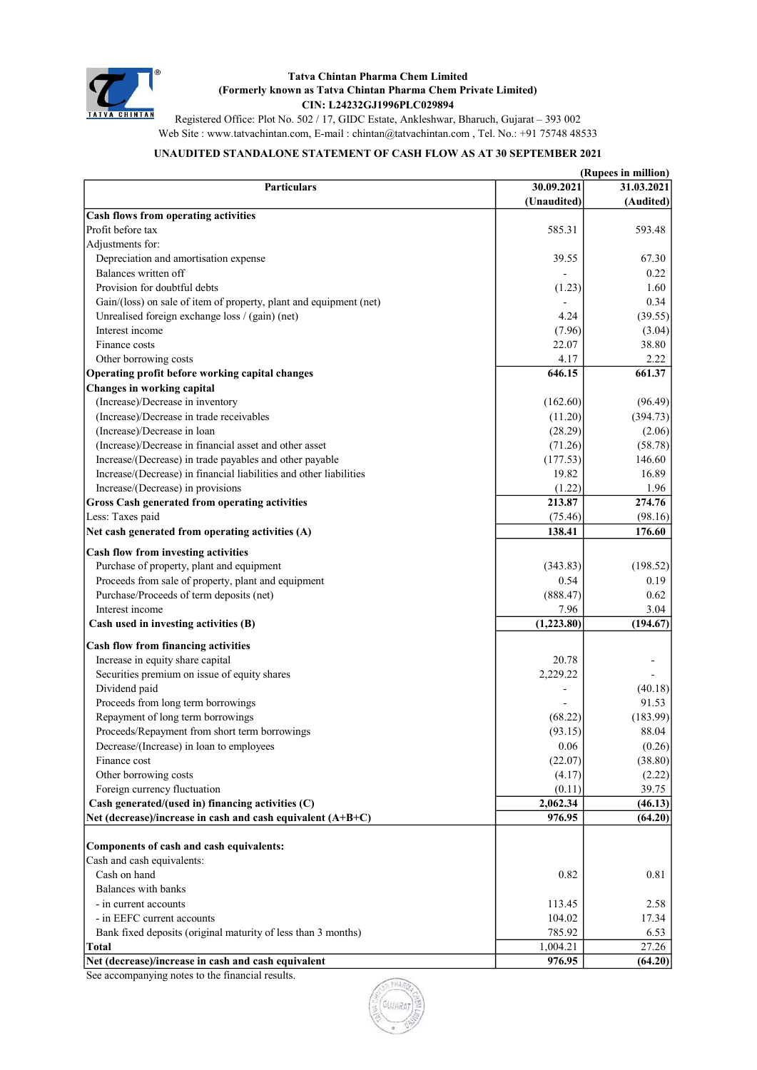**Tatva Chintan Pharma Chem Limited**
**(Formerly known as Tatva Chintan Pharma Chem Private Limited)**
**CIN: L24232GJ1996PLC029894**
Registered Office: Plot No. 502 / 17, GIDC Estate, Ankleshwar, Bharuch, Gujarat – 393 002
Web Site : www.tatvachintan.com, E-mail : chintan@tatvachintan.com , Tel. No.: +91 75748 48533

**UNAUDITED STANDALONE STATEMENT OF CASH FLOW AS AT 30 SEPTEMBER 2021**

(Rupees in million)

| Particulars | 30.09.2021 (Unaudited) | 31.03.2021 (Audited) |
|---|---|---|
| **Cash flows from operating activities** | | |
| Profit before tax | 585.31 | 593.48 |
| Adjustments for: | | |
| Depreciation and amortisation expense | 39.55 | 67.30 |
| Balances written off | - | 0.22 |
| Provision for doubtful debts | (1.23) | 1.60 |
| Gain/(loss) on sale of item of property, plant and equipment (net) | - | 0.34 |
| Unrealised foreign exchange loss / (gain) (net) | 4.24 | (39.55) |
| Interest income | (7.96) | (3.04) |
| Finance costs | 22.07 | 38.80 |
| Other borrowing costs | 4.17 | 2.22 |
| **Operating profit before working capital changes** | **646.15** | **661.37** |
| **Changes in working capital** | | |
| (Increase)/Decrease in inventory | (162.60) | (96.49) |
| (Increase)/Decrease in trade receivables | (11.20) | (394.73) |
| (Increase)/Decrease in loan | (28.29) | (2.06) |
| (Increase)/Decrease in financial asset and other asset | (71.26) | (58.78) |
| Increase/(Decrease) in trade payables and other payable | (177.53) | 146.60 |
| Increase/(Decrease) in financial liabilities and other liabilities | 19.82 | 16.89 |
| Increase/(Decrease) in provisions | (1.22) | 1.96 |
| **Gross Cash generated from operating activities** | **213.87** | **274.76** |
| Less: Taxes paid | (75.46) | (98.16) |
| **Net cash generated from operating activities (A)** | **138.41** | **176.60** |
| **Cash flow from investing activities** | | |
| Purchase of property, plant and equipment | (343.83) | (198.52) |
| Proceeds from sale of property, plant and equipment | 0.54 | 0.19 |
| Purchase/Proceeds of term deposits (net) | (888.47) | 0.62 |
| Interest income | 7.96 | 3.04 |
| **Cash used in investing activities (B)** | **(1,223.80)** | **(194.67)** |
| **Cash flow from financing activities** | | |
| Increase in equity share capital | 20.78 | - |
| Securities premium on issue of equity shares | 2,229.22 | - |
| Dividend paid | - | (40.18) |
| Proceeds from long term borrowings | - | 91.53 |
| Repayment of long term borrowings | (68.22) | (183.99) |
| Proceeds/Repayment from short term borrowings | (93.15) | 88.04 |
| Decrease/(Increase) in loan to employees | 0.06 | (0.26) |
| Finance cost | (22.07) | (38.80) |
| Other borrowing costs | (4.17) | (2.22) |
| Foreign currency fluctuation | (0.11) | 39.75 |
| **Cash generated/(used in) financing activities (C)** | **2,062.34** | **(46.13)** |
| **Net (decrease)/increase in cash and cash equivalent (A+B+C)** | **976.95** | **(64.20)** |
| **Components of cash and cash equivalents:** | | |
| Cash and cash equivalents: | | |
| Cash on hand | 0.82 | 0.81 |
| Balances with banks | | |
| - in current accounts | 113.45 | 2.58 |
| - in EEFC current accounts | 104.02 | 17.34 |
| Bank fixed deposits (original maturity of less than 3 months) | 785.92 | 6.53 |
| **Total** | 1,004.21 | 27.26 |
| **Net (decrease)/increase in cash and cash equivalent** | **976.95** | **(64.20)** |

See accompanying notes to the financial results.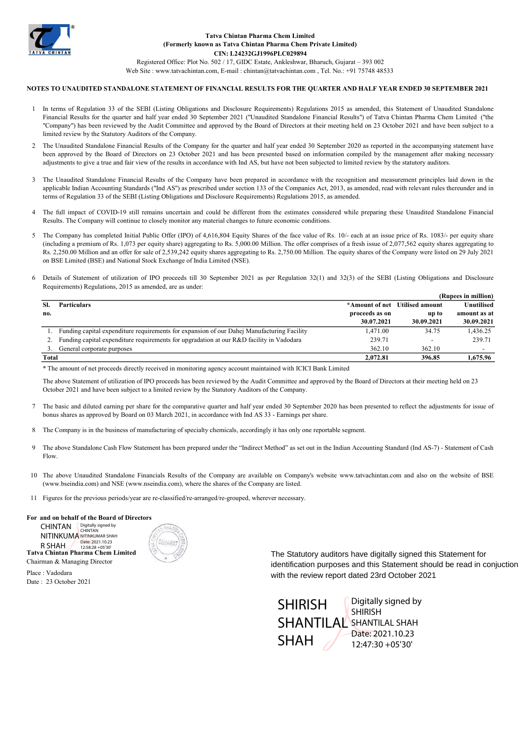**Tatva Chintan Pharma Chem Limited**
**(Formerly known as Tatva Chintan Pharma Chem Private Limited)**
**CIN: L24232GJ1996PLC029894**
Registered Office: Plot No. 502 / 17, GIDC Estate, Ankleshwar, Bharuch, Gujarat – 393 002
Web Site : www.tatvachintan.com, E-mail : chintan@tatvachintan.com , Tel. No.: +91 75748 48533

**NOTES TO UNAUDITED STANDALONE STATEMENT OF FINANCIAL RESULTS FOR THE QUARTER AND HALF YEAR ENDED 30 SEPTEMBER 2021**

1. In terms of Regulation 33 of the SEBI (Listing Obligations and Disclosure Requirements) Regulations 2015 as amended, this Statement of Unaudited Standalone Financial Results for the quarter and half year ended 30 September 2021 ("Unaudited Standalone Financial Results") of Tatva Chintan Pharma Chem Limited ("the "Company") has been reviewed by the Audit Committee and approved by the Board of Directors at their meeting held on 23 October 2021 and have been subject to a limited review by the Statutory Auditors of the Company.

2. The Unaudited Standalone Financial Results of the Company for the quarter and half year ended 30 September 2020 as reported in the accompanying statement have been approved by the Board of Directors on 23 October 2021 and has been presented based on information compiled by the management after making necessary adjustments to give a true and fair view of the results in accordance with Ind AS, but have not been subjected to limited review by the statutory auditors.

3. The Unaudited Standalone Financial Results of the Company have been prepared in accordance with the recognition and measurement principles laid down in the applicable Indian Accounting Standards ("Ind AS") as prescribed under section 133 of the Companies Act, 2013, as amended, read with relevant rules thereunder and in terms of Regulation 33 of the SEBI (Listing Obligations and Disclosure Requirements) Regulations 2015, as amended.

4. The full impact of COVID-19 still remains uncertain and could be different from the estimates considered while preparing these Unaudited Standalone Financial Results. The Company will continue to closely monitor any material changes to future economic conditions.

5. The Company has completed Initial Public Offer (IPO) of 4,616,804 Equity Shares of the face value of Rs. 10/- each at an issue price of Rs. 1083/- per equity share (including a premium of Rs. 1,073 per equity share) aggregating to Rs. 5,000.00 Million. The offer comprises of a fresh issue of 2,077,562 equity shares aggregating to Rs. 2,250.00 Million and an offer for sale of 2,539,242 equity shares aggregating to Rs. 2,750.00 Million. The equity shares of the Company were listed on 29 July 2021 on BSE Limited (BSE) and National Stock Exchange of India Limited (NSE).

6. Details of Statement of utilization of IPO proceeds till 30 September 2021 as per Regulation 32(1) and 32(3) of the SEBI (Listing Obligations and Disclosure Requirements) Regulations, 2015 as amended, are as under:

(Rupees in million)

| Sl. no. | Particulars | *Amount of net proceeds as on 30.07.2021 | Utilised amount up to 30.09.2021 | Unutilised amount as at 30.09.2021 |
|---|---|---|---|---|
| 1. | Funding capital expenditure requirements for expansion of our Dahej Manufacturing Facility | 1,471.00 | 34.75 | 1,436.25 |
| 2. | Funding capital expenditure requirements for upgradation at our R&D facility in Vadodara | 239.71 | - | 239.71 |
| 3. | General corporate purposes | 362.10 | 362.10 | - |
| **Total** | | **2,072.81** | **396.85** | **1,675.96** |

\* The amount of net proceeds directly received in monitoring agency account maintained with ICICI Bank Limited

The above Statement of utilization of IPO proceeds has been reviewed by the Audit Committee and approved by the Board of Directors at their meeting held on 23 October 2021 and have been subject to a limited review by the Statutory Auditors of the Company.

7. The basic and diluted earning per share for the comparative quarter and half year ended 30 September 2020 has been presented to reflect the adjustments for issue of bonus shares as approved by Board on 03 March 2021, in accordance with Ind AS 33 - Earnings per share.

8. The Company is in the business of manufacturing of specialty chemicals, accordingly it has only one reportable segment.

9. The above Standalone Cash Flow Statement has been prepared under the "Indirect Method" as set out in the Indian Accounting Standard (Ind AS-7) - Statement of Cash Flow.

10. The above Unaudited Standalone Financials Results of the Company are available on Company's website www.tatvachintan.com and also on the website of BSE (www.bseindia.com) and NSE (www.nseindia.com), where the shares of the Company are listed.

11. Figures for the previous periods/year are re-classified/re-arranged/re-grouped, wherever necessary.

**For and on behalf of the Board of Directors**

CHINTAN NITINKUMAR SHAH
Digitally signed by CHINTAN NITINKUMAR SHAH
Date: 2021.10.23 12:58:28 +05'30'

**Tatva Chintan Pharma Chem Limited**
Chairman & Managing Director

Place : Vadodara
Date : 23 October 2021

The Statutory auditors have digitally signed this Statement for identification purposes and this Statement should be read in conjuction with the review report dated 23rd October 2021

SHIRISH SHANTILAL SHAH
Digitally signed by SHIRISH SHANTILAL SHAH
Date: 2021.10.23 12:47:30 +05'30'